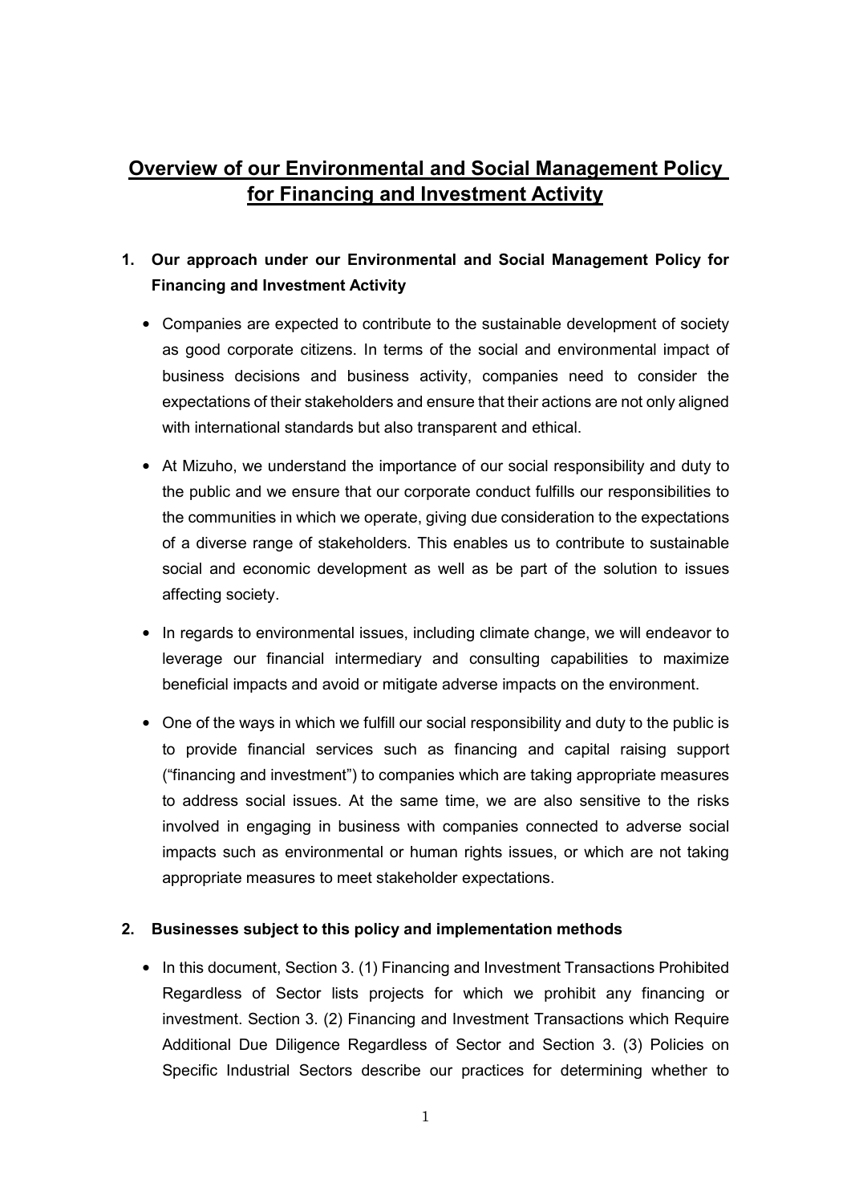# Overview of our Environmental and Social Management Policy for Financing and Investment Activity

## 1. Our approach under our Environmental and Social Management Policy for Financing and Investment Activity

- Companies are expected to contribute to the sustainable development of society as good corporate citizens. In terms of the social and environmental impact of business decisions and business activity, companies need to consider the expectations of their stakeholders and ensure that their actions are not only aligned with international standards but also transparent and ethical.
- At Mizuho, we understand the importance of our social responsibility and duty to the public and we ensure that our corporate conduct fulfills our responsibilities to the communities in which we operate, giving due consideration to the expectations of a diverse range of stakeholders. This enables us to contribute to sustainable social and economic development as well as be part of the solution to issues affecting society.
- In regards to environmental issues, including climate change, we will endeavor to leverage our financial intermediary and consulting capabilities to maximize beneficial impacts and avoid or mitigate adverse impacts on the environment.
- One of the ways in which we fulfill our social responsibility and duty to the public is to provide financial services such as financing and capital raising support ("financing and investment") to companies which are taking appropriate measures to address social issues. At the same time, we are also sensitive to the risks involved in engaging in business with companies connected to adverse social impacts such as environmental or human rights issues, or which are not taking appropriate measures to meet stakeholder expectations.

## 2. Businesses subject to this policy and implementation methods

- In this document, Section 3. (1) Financing and Investment Transactions Prohibited Regardless of Sector lists projects for which we prohibit any financing or investment. Section 3. (2) Financing and Investment Transactions which Require Additional Due Diligence Regardless of Sector and Section 3. (3) Policies on Specific Industrial Sectors describe our practices for determining whether to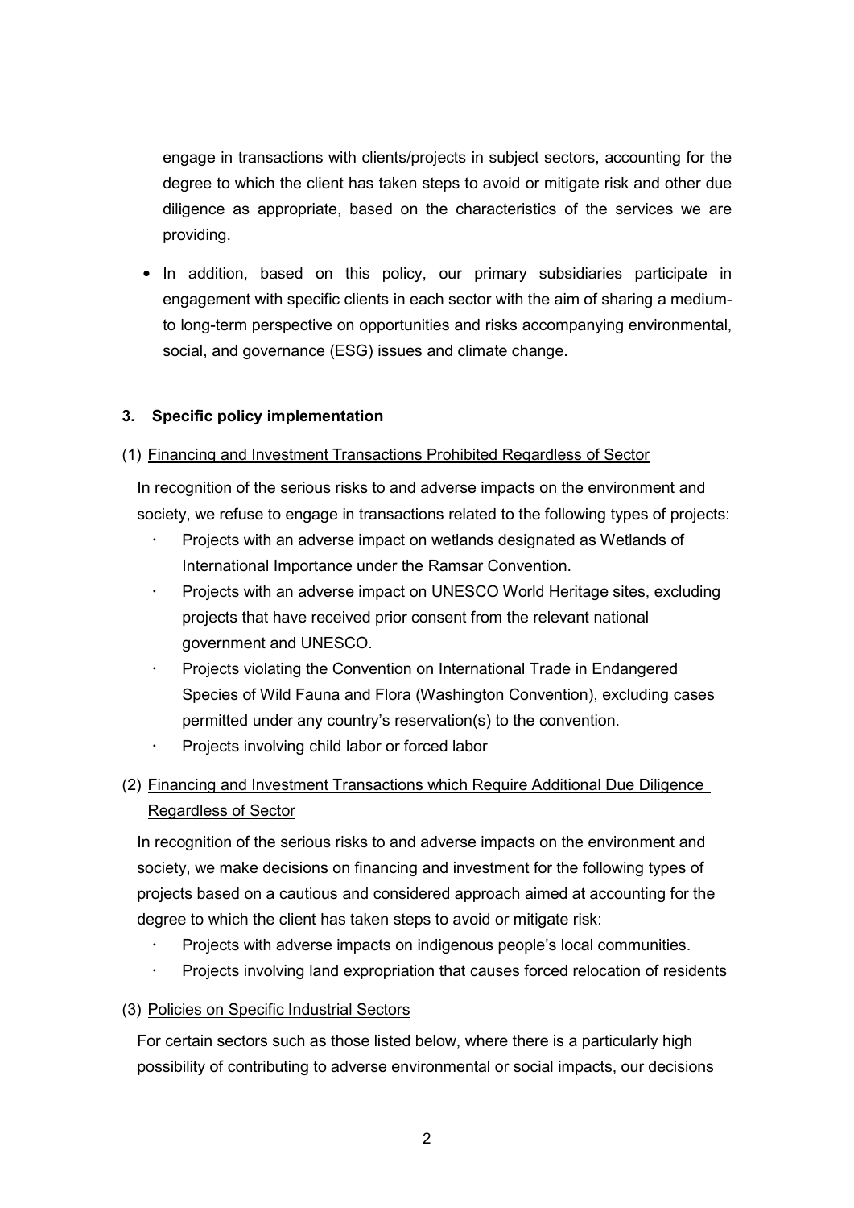engage in transactions with clients/projects in subject sectors, accounting for the degree to which the client has taken steps to avoid or mitigate risk and other due diligence as appropriate, based on the characteristics of the services we are providing.

- In addition, based on this policy, our primary subsidiaries participate in engagement with specific clients in each sector with the aim of sharing a medium-to long-term perspective on opportunities and risks accompanying environmental, social, and governance (ESG) issues and climate change.

### 3. Specific policy implementation

(1) Financing and Investment Transactions Prohibited Regardless of Sector

In recognition of the serious risks to and adverse impacts on the environment and society, we refuse to engage in transactions related to the following types of projects:

- Projects with an adverse impact on wetlands designated as Wetlands of International Importance under the Ramsar Convention.
- Projects with an adverse impact on UNESCO World Heritage sites, excluding projects that have received prior consent from the relevant national government and UNESCO.
- Projects violating the Convention on International Trade in Endangered Species of Wild Fauna and Flora (Washington Convention), excluding cases permitted under any country's reservation(s) to the convention.
- Projects involving child labor or forced labor

(2) Financing and Investment Transactions which Require Additional Due Diligence Regardless of Sector

In recognition of the serious risks to and adverse impacts on the environment and society, we make decisions on financing and investment for the following types of projects based on a cautious and considered approach aimed at accounting for the degree to which the client has taken steps to avoid or mitigate risk:

- Projects with adverse impacts on indigenous people's local communities.
- Projects involving land expropriation that causes forced relocation of residents

(3) Policies on Specific Industrial Sectors

For certain sectors such as those listed below, where there is a particularly high possibility of contributing to adverse environmental or social impacts, our decisions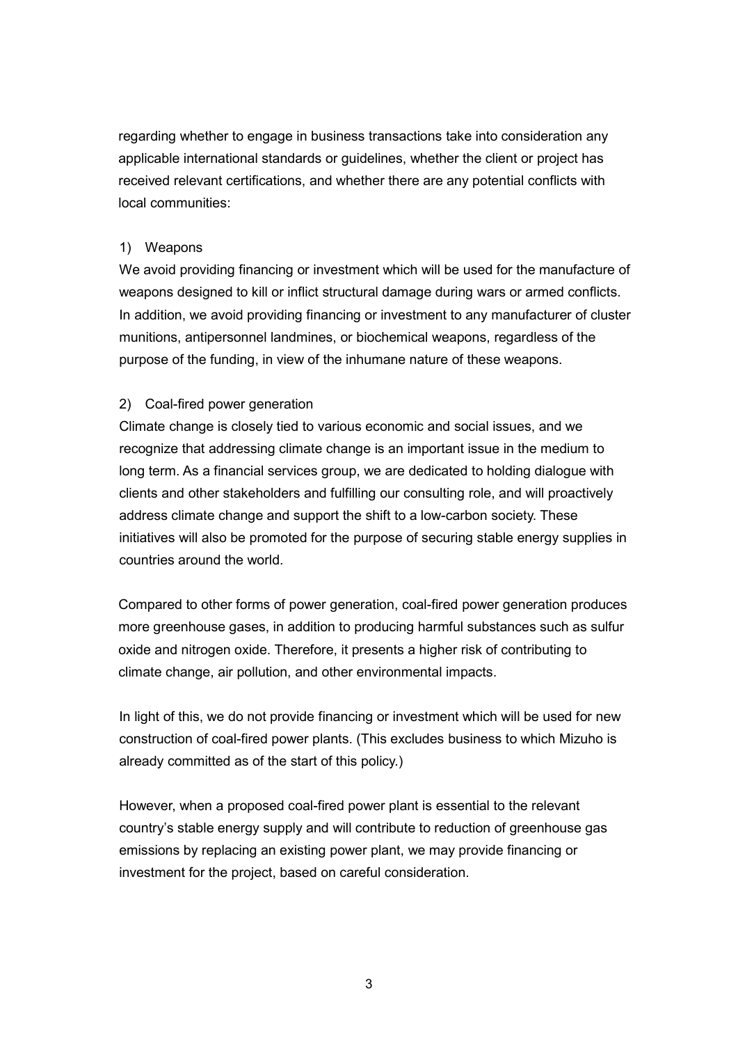regarding whether to engage in business transactions take into consideration any applicable international standards or guidelines, whether the client or project has received relevant certifications, and whether there are any potential conflicts with local communities:

1) Weapons

We avoid providing financing or investment which will be used for the manufacture of weapons designed to kill or inflict structural damage during wars or armed conflicts. In addition, we avoid providing financing or investment to any manufacturer of cluster munitions, antipersonnel landmines, or biochemical weapons, regardless of the purpose of the funding, in view of the inhumane nature of these weapons.

2) Coal-fired power generation

Climate change is closely tied to various economic and social issues, and we recognize that addressing climate change is an important issue in the medium to long term. As a financial services group, we are dedicated to holding dialogue with clients and other stakeholders and fulfilling our consulting role, and will proactively address climate change and support the shift to a low-carbon society. These initiatives will also be promoted for the purpose of securing stable energy supplies in countries around the world.

Compared to other forms of power generation, coal-fired power generation produces more greenhouse gases, in addition to producing harmful substances such as sulfur oxide and nitrogen oxide. Therefore, it presents a higher risk of contributing to climate change, air pollution, and other environmental impacts.

In light of this, we do not provide financing or investment which will be used for new construction of coal-fired power plants. (This excludes business to which Mizuho is already committed as of the start of this policy.)

However, when a proposed coal-fired power plant is essential to the relevant country's stable energy supply and will contribute to reduction of greenhouse gas emissions by replacing an existing power plant, we may provide financing or investment for the project, based on careful consideration.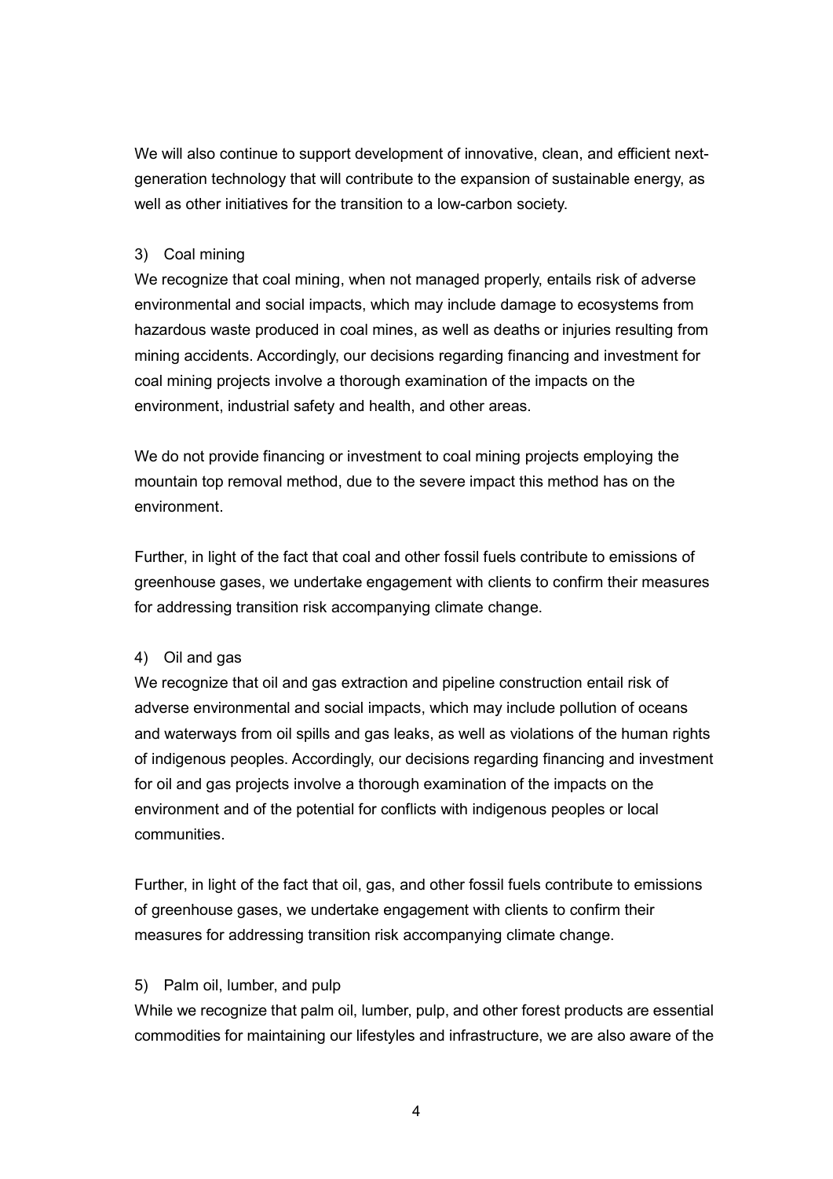We will also continue to support development of innovative, clean, and efficient next-generation technology that will contribute to the expansion of sustainable energy, as well as other initiatives for the transition to a low-carbon society.

3) Coal mining

We recognize that coal mining, when not managed properly, entails risk of adverse environmental and social impacts, which may include damage to ecosystems from hazardous waste produced in coal mines, as well as deaths or injuries resulting from mining accidents. Accordingly, our decisions regarding financing and investment for coal mining projects involve a thorough examination of the impacts on the environment, industrial safety and health, and other areas.

We do not provide financing or investment to coal mining projects employing the mountain top removal method, due to the severe impact this method has on the environment.

Further, in light of the fact that coal and other fossil fuels contribute to emissions of greenhouse gases, we undertake engagement with clients to confirm their measures for addressing transition risk accompanying climate change.

4) Oil and gas

We recognize that oil and gas extraction and pipeline construction entail risk of adverse environmental and social impacts, which may include pollution of oceans and waterways from oil spills and gas leaks, as well as violations of the human rights of indigenous peoples. Accordingly, our decisions regarding financing and investment for oil and gas projects involve a thorough examination of the impacts on the environment and of the potential for conflicts with indigenous peoples or local communities.

Further, in light of the fact that oil, gas, and other fossil fuels contribute to emissions of greenhouse gases, we undertake engagement with clients to confirm their measures for addressing transition risk accompanying climate change.

5) Palm oil, lumber, and pulp

While we recognize that palm oil, lumber, pulp, and other forest products are essential commodities for maintaining our lifestyles and infrastructure, we are also aware of the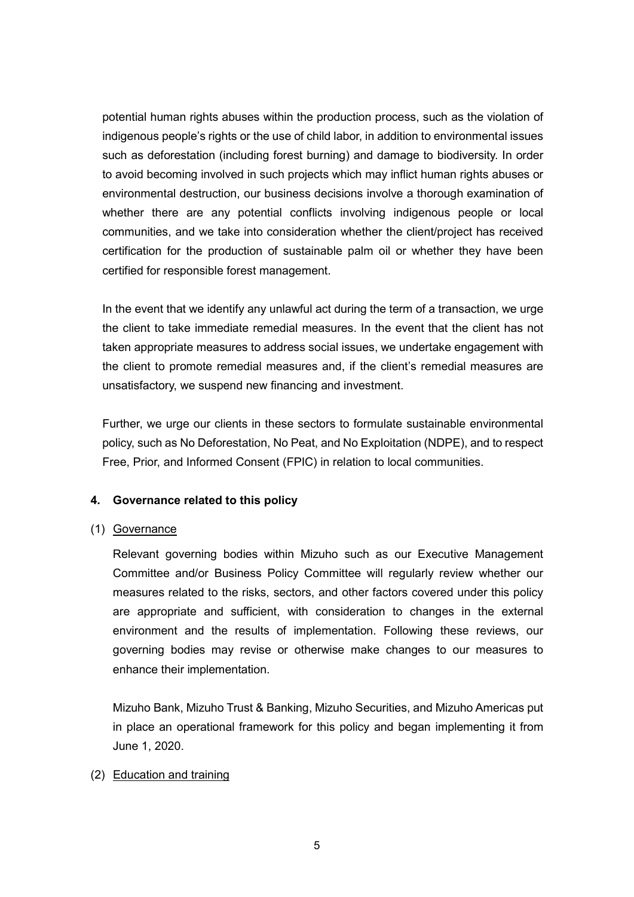potential human rights abuses within the production process, such as the violation of indigenous people's rights or the use of child labor, in addition to environmental issues such as deforestation (including forest burning) and damage to biodiversity. In order to avoid becoming involved in such projects which may inflict human rights abuses or environmental destruction, our business decisions involve a thorough examination of whether there are any potential conflicts involving indigenous people or local communities, and we take into consideration whether the client/project has received certification for the production of sustainable palm oil or whether they have been certified for responsible forest management.

In the event that we identify any unlawful act during the term of a transaction, we urge the client to take immediate remedial measures. In the event that the client has not taken appropriate measures to address social issues, we undertake engagement with the client to promote remedial measures and, if the client's remedial measures are unsatisfactory, we suspend new financing and investment.

Further, we urge our clients in these sectors to formulate sustainable environmental policy, such as No Deforestation, No Peat, and No Exploitation (NDPE), and to respect Free, Prior, and Informed Consent (FPIC) in relation to local communities.

## 4. Governance related to this policy

### (1) Governance

Relevant governing bodies within Mizuho such as our Executive Management Committee and/or Business Policy Committee will regularly review whether our measures related to the risks, sectors, and other factors covered under this policy are appropriate and sufficient, with consideration to changes in the external environment and the results of implementation. Following these reviews, our governing bodies may revise or otherwise make changes to our measures to enhance their implementation.

Mizuho Bank, Mizuho Trust & Banking, Mizuho Securities, and Mizuho Americas put in place an operational framework for this policy and began implementing it from June 1, 2020.

### (2) Education and training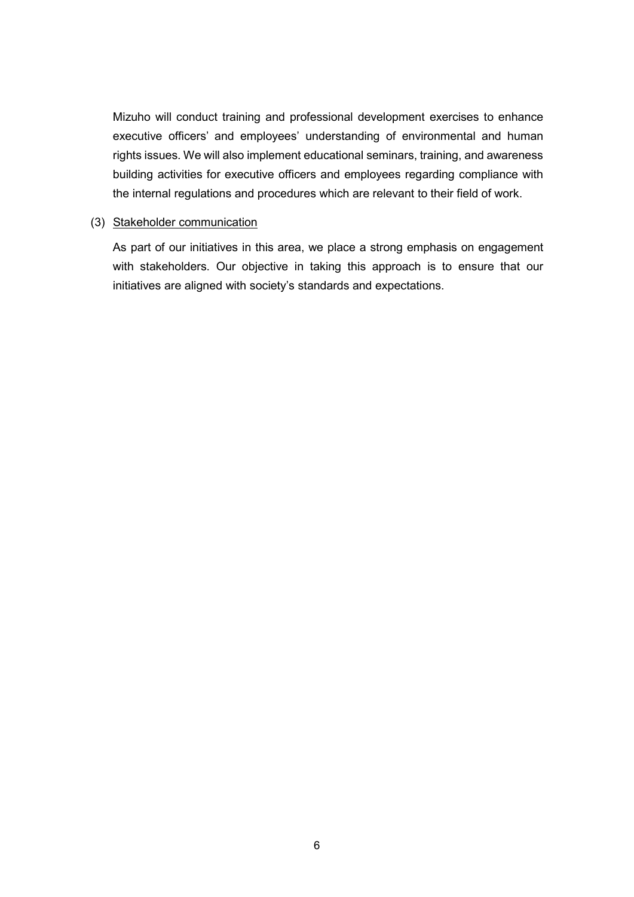Mizuho will conduct training and professional development exercises to enhance executive officers' and employees' understanding of environmental and human rights issues. We will also implement educational seminars, training, and awareness building activities for executive officers and employees regarding compliance with the internal regulations and procedures which are relevant to their field of work.

(3) Stakeholder communication

As part of our initiatives in this area, we place a strong emphasis on engagement with stakeholders. Our objective in taking this approach is to ensure that our initiatives are aligned with society's standards and expectations.